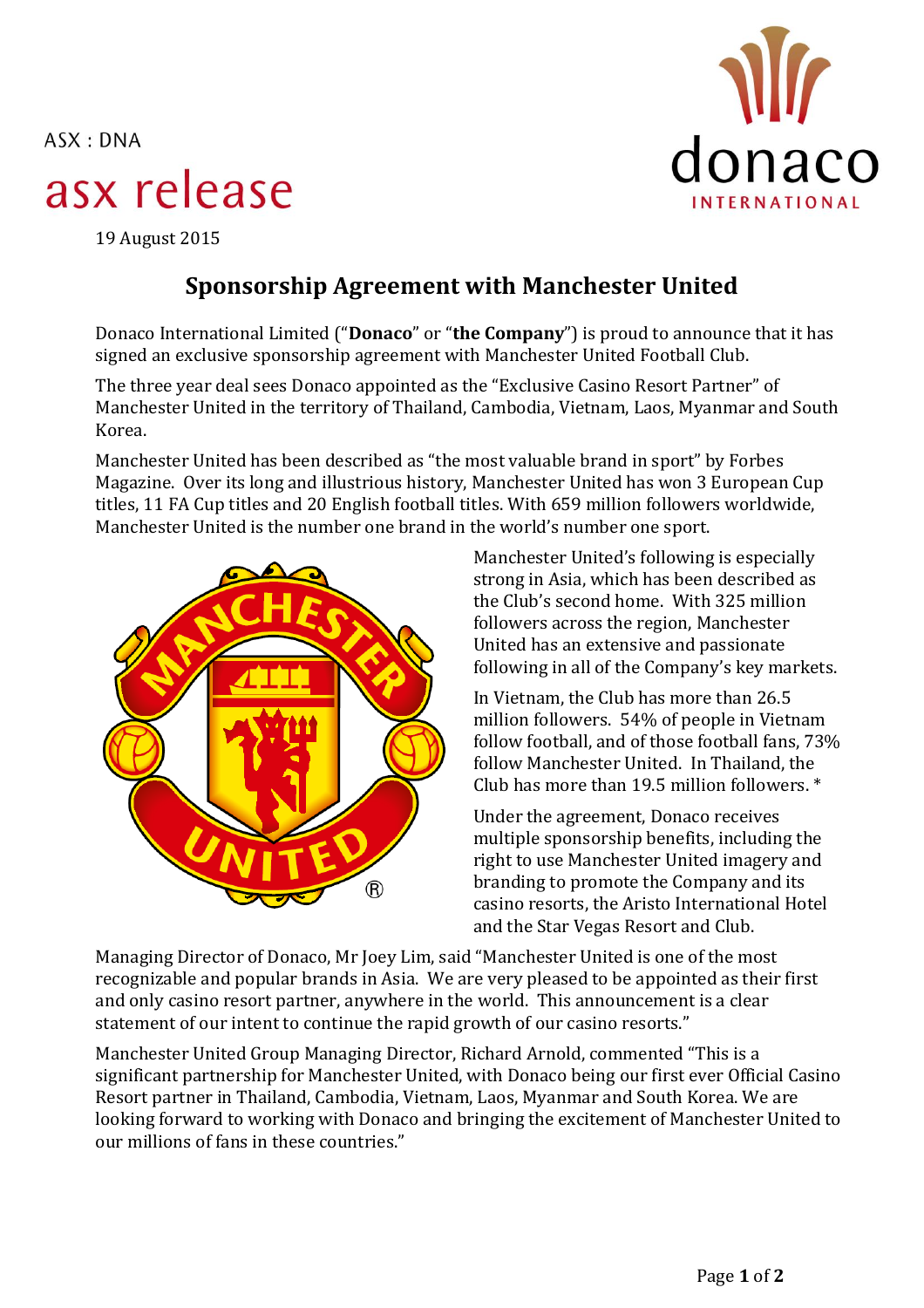ASX : DNA

# asx release

19 August 2015

## Sponsorship Agreement with Manchester United

Donaco International Limited ("**Donaco**" or "**the Company**") is proud to announce that it has signed an exclusive sponsorship agreement with Manchester United Football Club.

The three year deal sees Donaco appointed as the "Exclusive Casino Resort Partner" of Manchester United in the territory of Thailand, Cambodia, Vietnam, Laos, Myanmar and South Korea.

Manchester United has been described as "the most valuable brand in sport" by Forbes Magazine. Over its long and illustrious history, Manchester United has won 3 European Cup titles, 11 FA Cup titles and 20 English football titles. With 659 million followers worldwide, Manchester United is the number one brand in the world's number one sport.

Manchester United's following is especially strong in Asia, which has been described as the Club's second home. With 325 million followers across the region, Manchester United has an extensive and passionate following in all of the Company's key markets.

In Vietnam, the Club has more than 26.5 million followers. 54% of people in Vietnam follow football, and of those football fans, 73% follow Manchester United. In Thailand, the Club has more than 19.5 million followers. *

Under the agreement, Donaco receives multiple sponsorship benefits, including the right to use Manchester United imagery and branding to promote the Company and its casino resorts, the Aristo International Hotel and the Star Vegas Resort and Club.

Managing Director of Donaco, Mr Joey Lim, said "Manchester United is one of the most recognizable and popular brands in Asia. We are very pleased to be appointed as their first and only casino resort partner, anywhere in the world. This announcement is a clear statement of our intent to continue the rapid growth of our casino resorts."

Manchester United Group Managing Director, Richard Arnold, commented "This is a significant partnership for Manchester United, with Donaco being our first ever Official Casino Resort partner in Thailand, Cambodia, Vietnam, Laos, Myanmar and South Korea. We are looking forward to working with Donaco and bringing the excitement of Manchester United to our millions of fans in these countries."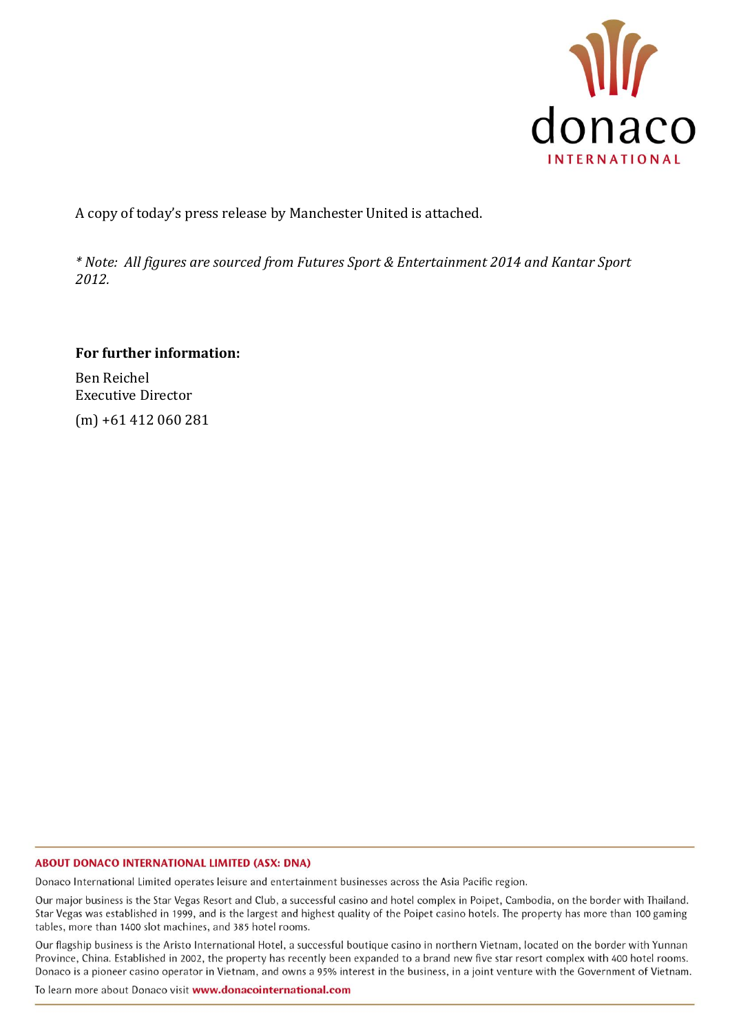A copy of today's press release by Manchester United is attached.

*\* Note: All figures are sourced from Futures Sport & Entertainment 2014 and Kantar Sport 2012.*

**For further information:**

Ben Reichel
Executive Director

(m) +61 412 060 281

**ABOUT DONACO INTERNATIONAL LIMITED (ASX: DNA)**

Donaco International Limited operates leisure and entertainment businesses across the Asia Pacific region.

Our major business is the Star Vegas Resort and Club, a successful casino and hotel complex in Poipet, Cambodia, on the border with Thailand. Star Vegas was established in 1999, and is the largest and highest quality of the Poipet casino hotels. The property has more than 100 gaming tables, more than 1400 slot machines, and 385 hotel rooms.

Our flagship business is the Aristo International Hotel, a successful boutique casino in northern Vietnam, located on the border with Yunnan Province, China. Established in 2002, the property has recently been expanded to a brand new five star resort complex with 400 hotel rooms. Donaco is a pioneer casino operator in Vietnam, and owns a 95% interest in the business, in a joint venture with the Government of Vietnam.

To learn more about Donaco visit **www.donacointernational.com**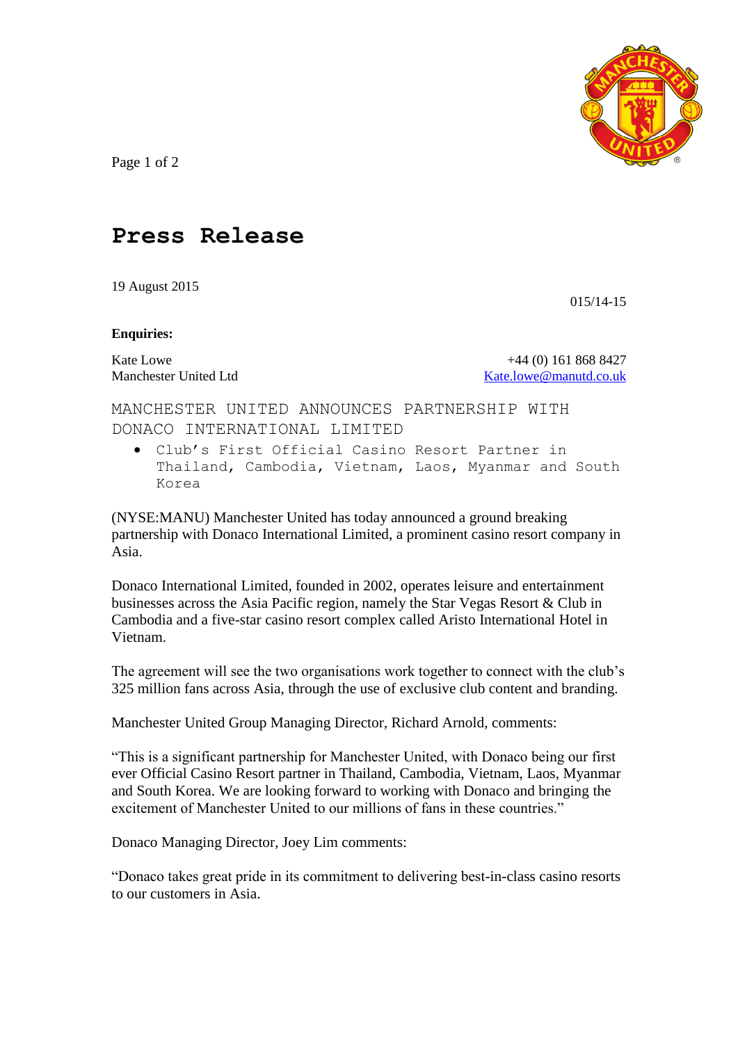# Press Release

19 August 2015

015/14-15

**Enquiries:**

Kate Lowe
Manchester United Ltd

+44 (0) 161 868 8427
Kate.lowe@manutd.co.uk

MANCHESTER UNITED ANNOUNCES PARTNERSHIP WITH DONACO INTERNATIONAL LIMITED

- Club's First Official Casino Resort Partner in Thailand, Cambodia, Vietnam, Laos, Myanmar and South Korea

(NYSE:MANU) Manchester United has today announced a ground breaking partnership with Donaco International Limited, a prominent casino resort company in Asia.

Donaco International Limited, founded in 2002, operates leisure and entertainment businesses across the Asia Pacific region, namely the Star Vegas Resort & Club in Cambodia and a five-star casino resort complex called Aristo International Hotel in Vietnam.

The agreement will see the two organisations work together to connect with the club's 325 million fans across Asia, through the use of exclusive club content and branding.

Manchester United Group Managing Director, Richard Arnold, comments:

"This is a significant partnership for Manchester United, with Donaco being our first ever Official Casino Resort partner in Thailand, Cambodia, Vietnam, Laos, Myanmar and South Korea. We are looking forward to working with Donaco and bringing the excitement of Manchester United to our millions of fans in these countries."

Donaco Managing Director, Joey Lim comments:

"Donaco takes great pride in its commitment to delivering best-in-class casino resorts to our customers in Asia.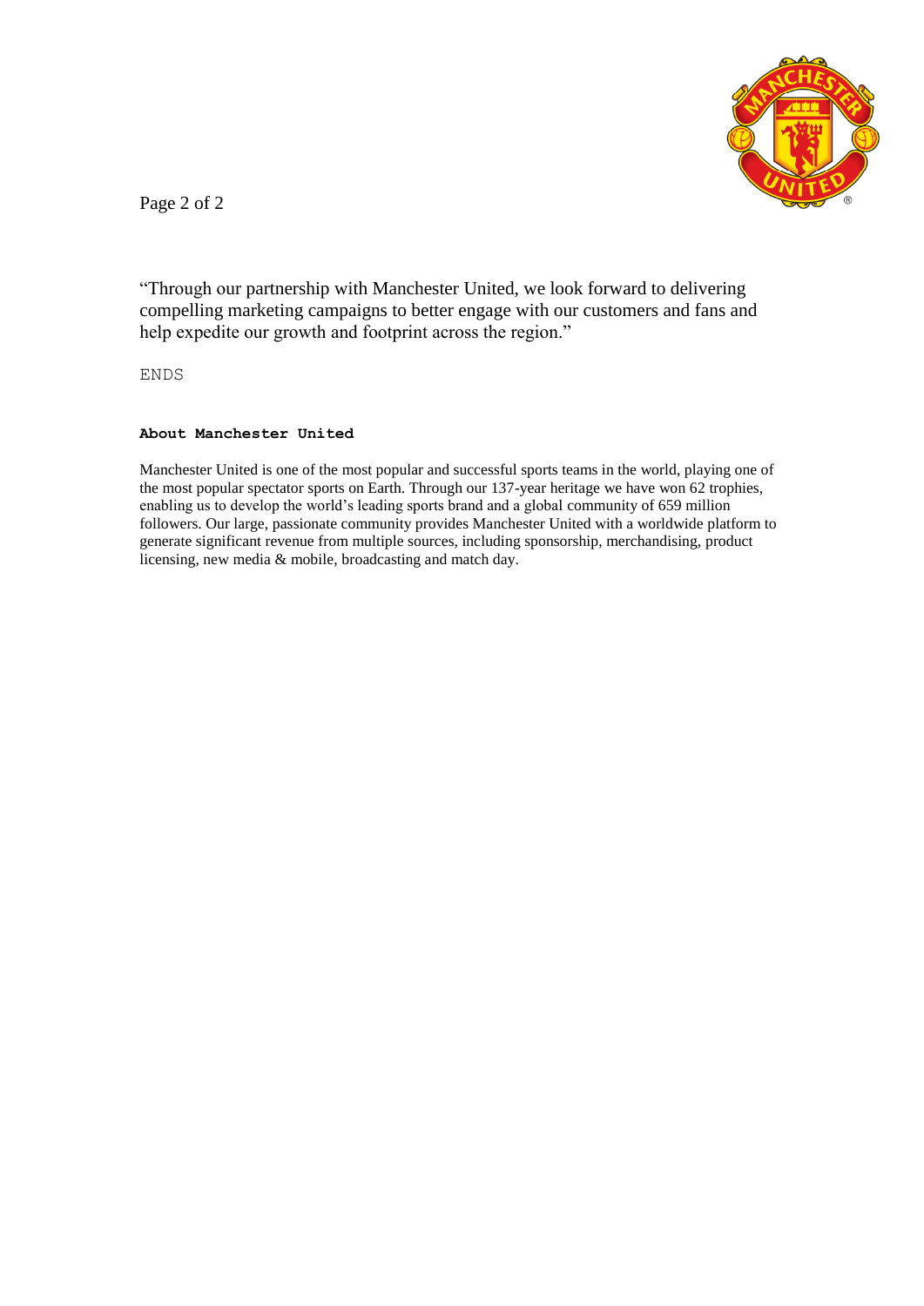"Through our partnership with Manchester United, we look forward to delivering compelling marketing campaigns to better engage with our customers and fans and help expedite our growth and footprint across the region."

ENDS

**About Manchester United**

Manchester United is one of the most popular and successful sports teams in the world, playing one of the most popular spectator sports on Earth. Through our 137-year heritage we have won 62 trophies, enabling us to develop the world's leading sports brand and a global community of 659 million followers. Our large, passionate community provides Manchester United with a worldwide platform to generate significant revenue from multiple sources, including sponsorship, merchandising, product licensing, new media & mobile, broadcasting and match day.